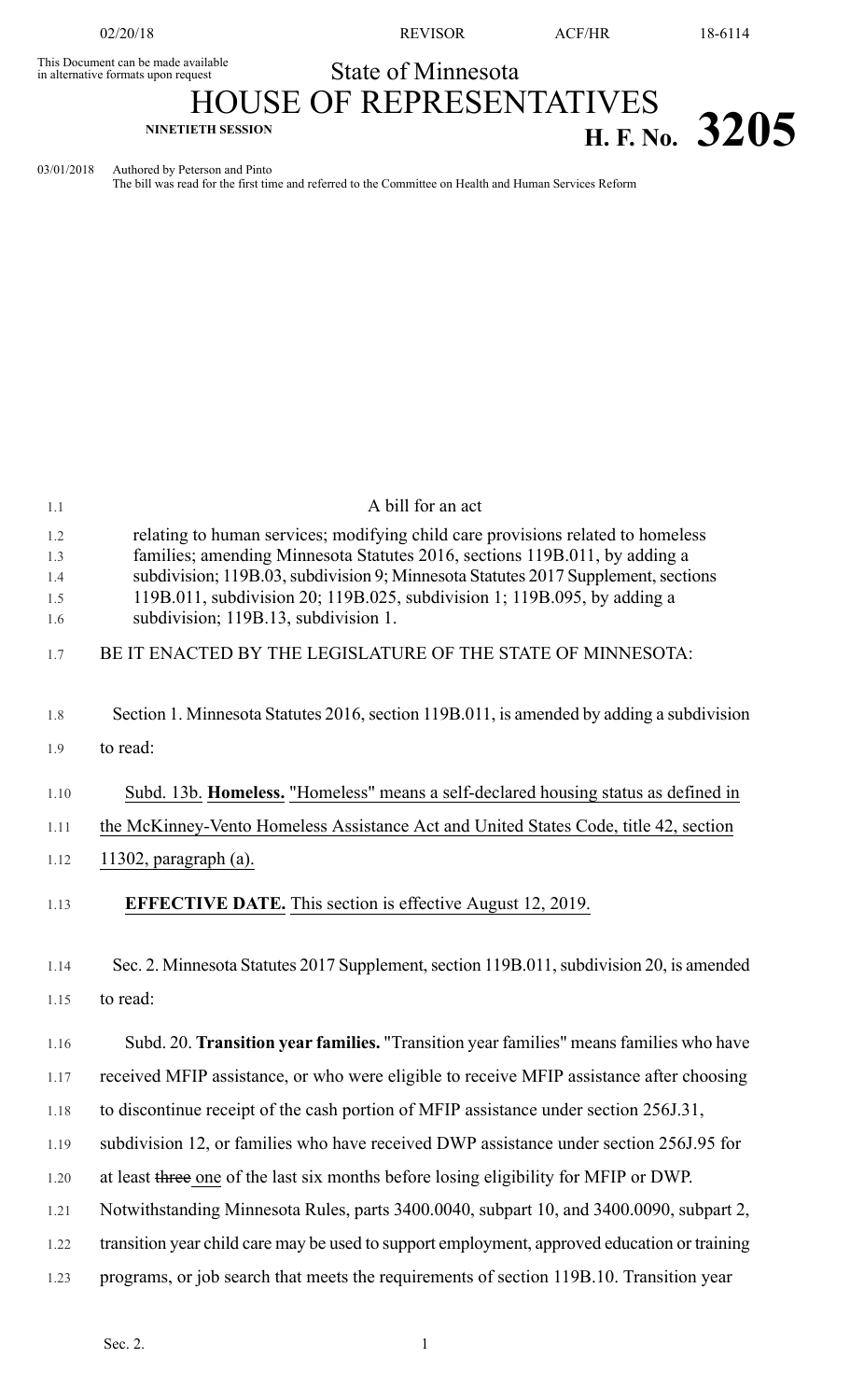This Document can be made available in alternative formats upon request

State of Minnesota

# HOUSE OF REPRESENTATIVES

NINETIETH SESSION

**H. F. No. 3205**

03/01/2018 Authored by Peterson and Pinto

The bill was read for the first time and referred to the Committee on Health and Human Services Reform

A bill for an act

relating to human services; modifying child care provisions related to homeless families; amending Minnesota Statutes 2016, sections 119B.011, by adding a subdivision; 119B.03, subdivision 9; Minnesota Statutes 2017 Supplement, sections 119B.011, subdivision 20; 119B.025, subdivision 1; 119B.095, by adding a subdivision; 119B.13, subdivision 1.

BE IT ENACTED BY THE LEGISLATURE OF THE STATE OF MINNESOTA:

Section 1. Minnesota Statutes 2016, section 119B.011, is amended by adding a subdivision to read:

<u>Subd. 13b. **Homeless.** "Homeless" means a self-declared housing status as defined in the McKinney-Vento Homeless Assistance Act and United States Code, title 42, section 11302, paragraph (a).</u>

<u>**EFFECTIVE DATE.** This section is effective August 12, 2019.</u>

Sec. 2. Minnesota Statutes 2017 Supplement, section 119B.011, subdivision 20, is amended to read:

Subd. 20. **Transition year families.** "Transition year families" means families who have received MFIP assistance, or who were eligible to receive MFIP assistance after choosing to discontinue receipt of the cash portion of MFIP assistance under section 256J.31, subdivision 12, or families who have received DWP assistance under section 256J.95 for at least ~~three~~ <u>one</u> of the last six months before losing eligibility for MFIP or DWP. Notwithstanding Minnesota Rules, parts 3400.0040, subpart 10, and 3400.0090, subpart 2, transition year child care may be used to support employment, approved education or training programs, or job search that meets the requirements of section 119B.10. Transition year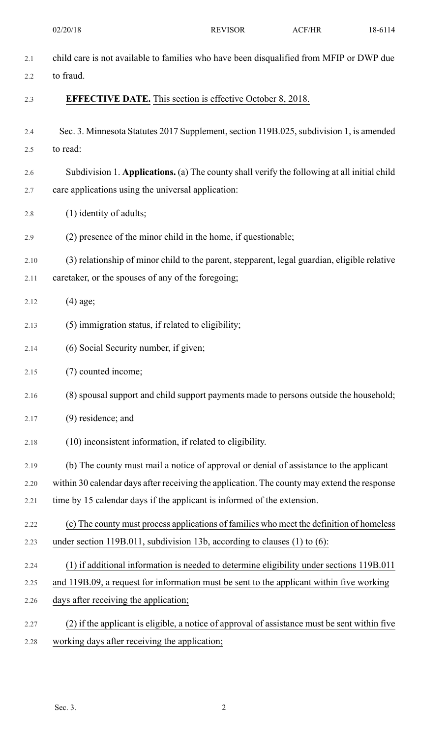child care is not available to families who have been disqualified from MFIP or DWP due to fraud.

**EFFECTIVE DATE.** This section is effective October 8, 2018.

Sec. 3. Minnesota Statutes 2017 Supplement, section 119B.025, subdivision 1, is amended to read:

Subdivision 1. **Applications.** (a) The county shall verify the following at all initial child care applications using the universal application:

(1) identity of adults;

(2) presence of the minor child in the home, if questionable;

(3) relationship of minor child to the parent, stepparent, legal guardian, eligible relative caretaker, or the spouses of any of the foregoing;

(4) age;

(5) immigration status, if related to eligibility;

(6) Social Security number, if given;

(7) counted income;

(8) spousal support and child support payments made to persons outside the household;

(9) residence; and

(10) inconsistent information, if related to eligibility.

(b) The county must mail a notice of approval or denial of assistance to the applicant within 30 calendar days after receiving the application. The county may extend the response time by 15 calendar days if the applicant is informed of the extension.

(c) The county must process applications of families who meet the definition of homeless under section 119B.011, subdivision 13b, according to clauses (1) to (6):

(1) if additional information is needed to determine eligibility under sections 119B.011 and 119B.09, a request for information must be sent to the applicant within five working days after receiving the application;

(2) if the applicant is eligible, a notice of approval of assistance must be sent within five working days after receiving the application;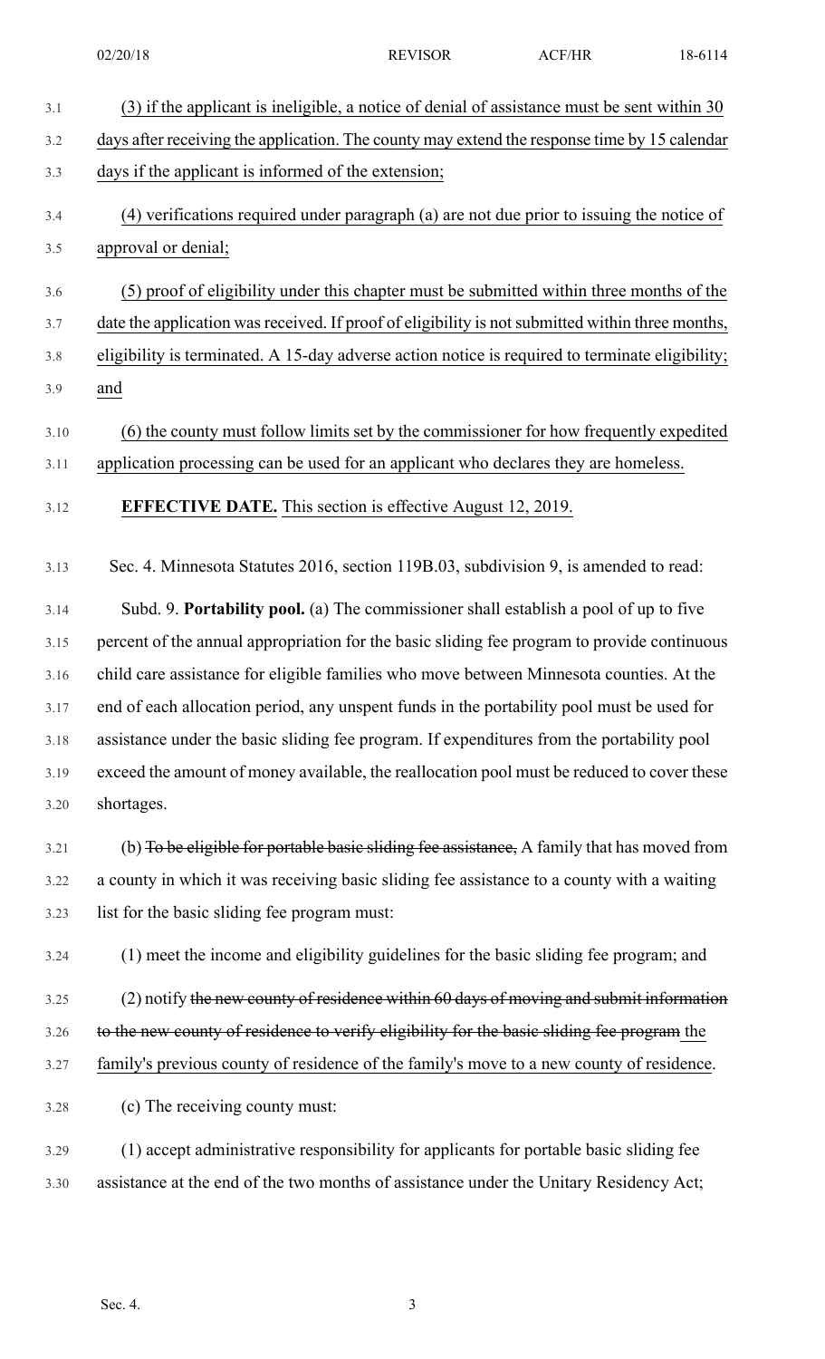(3) if the applicant is ineligible, a notice of denial of assistance must be sent within 30 days after receiving the application. The county may extend the response time by 15 calendar days if the applicant is informed of the extension;

(4) verifications required under paragraph (a) are not due prior to issuing the notice of approval or denial;

(5) proof of eligibility under this chapter must be submitted within three months of the date the application was received. If proof of eligibility is not submitted within three months, eligibility is terminated. A 15-day adverse action notice is required to terminate eligibility; and

(6) the county must follow limits set by the commissioner for how frequently expedited application processing can be used for an applicant who declares they are homeless.

**EFFECTIVE DATE.** This section is effective August 12, 2019.

Sec. 4. Minnesota Statutes 2016, section 119B.03, subdivision 9, is amended to read:

Subd. 9. **Portability pool.** (a) The commissioner shall establish a pool of up to five percent of the annual appropriation for the basic sliding fee program to provide continuous child care assistance for eligible families who move between Minnesota counties. At the end of each allocation period, any unspent funds in the portability pool must be used for assistance under the basic sliding fee program. If expenditures from the portability pool exceed the amount of money available, the reallocation pool must be reduced to cover these shortages.

(b) ~~To be eligible for portable basic sliding fee assistance,~~ A family that has moved from a county in which it was receiving basic sliding fee assistance to a county with a waiting list for the basic sliding fee program must:

(1) meet the income and eligibility guidelines for the basic sliding fee program; and

(2) notify ~~the new county of residence within 60 days of moving and submit information to the new county of residence to verify eligibility for the basic sliding fee program~~ the family's previous county of residence of the family's move to a new county of residence.

(c) The receiving county must:

(1) accept administrative responsibility for applicants for portable basic sliding fee assistance at the end of the two months of assistance under the Unitary Residency Act;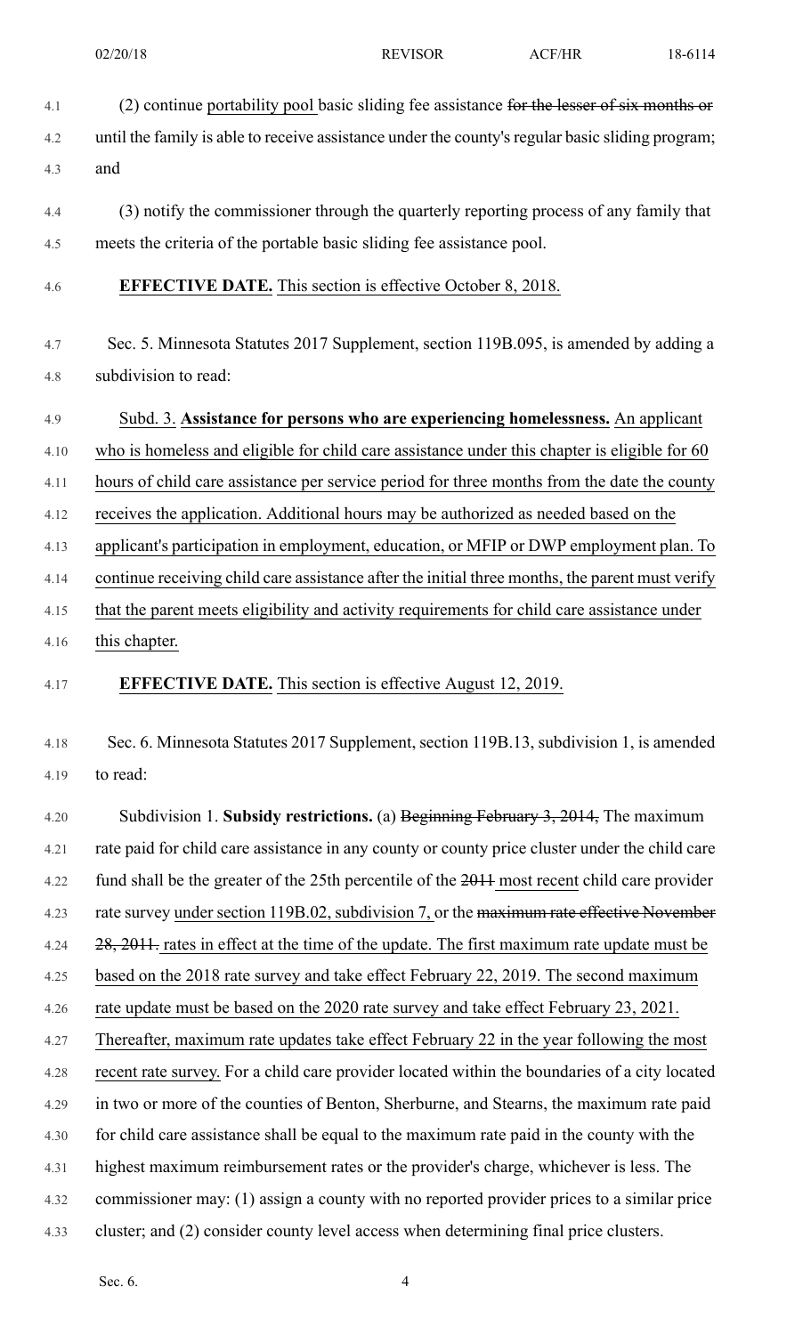(2) continue portability pool basic sliding fee assistance ~~for the lesser of six months or~~ until the family is able to receive assistance under the county's regular basic sliding program; and

(3) notify the commissioner through the quarterly reporting process of any family that meets the criteria of the portable basic sliding fee assistance pool.

**EFFECTIVE DATE.** This section is effective October 8, 2018.

Sec. 5. Minnesota Statutes 2017 Supplement, section 119B.095, is amended by adding a subdivision to read:

Subd. 3. **Assistance for persons who are experiencing homelessness.** An applicant who is homeless and eligible for child care assistance under this chapter is eligible for 60 hours of child care assistance per service period for three months from the date the county receives the application. Additional hours may be authorized as needed based on the applicant's participation in employment, education, or MFIP or DWP employment plan. To continue receiving child care assistance after the initial three months, the parent must verify that the parent meets eligibility and activity requirements for child care assistance under this chapter.

**EFFECTIVE DATE.** This section is effective August 12, 2019.

Sec. 6. Minnesota Statutes 2017 Supplement, section 119B.13, subdivision 1, is amended to read:

Subdivision 1. **Subsidy restrictions.** (a) ~~Beginning February 3, 2014,~~ The maximum rate paid for child care assistance in any county or county price cluster under the child care fund shall be the greater of the 25th percentile of the ~~2011~~ most recent child care provider rate survey under section 119B.02, subdivision 7, or the ~~maximum rate effective November 28, 2011.~~ rates in effect at the time of the update. The first maximum rate update must be based on the 2018 rate survey and take effect February 22, 2019. The second maximum rate update must be based on the 2020 rate survey and take effect February 23, 2021. Thereafter, maximum rate updates take effect February 22 in the year following the most recent rate survey. For a child care provider located within the boundaries of a city located in two or more of the counties of Benton, Sherburne, and Stearns, the maximum rate paid for child care assistance shall be equal to the maximum rate paid in the county with the highest maximum reimbursement rates or the provider's charge, whichever is less. The commissioner may: (1) assign a county with no reported provider prices to a similar price cluster; and (2) consider county level access when determining final price clusters.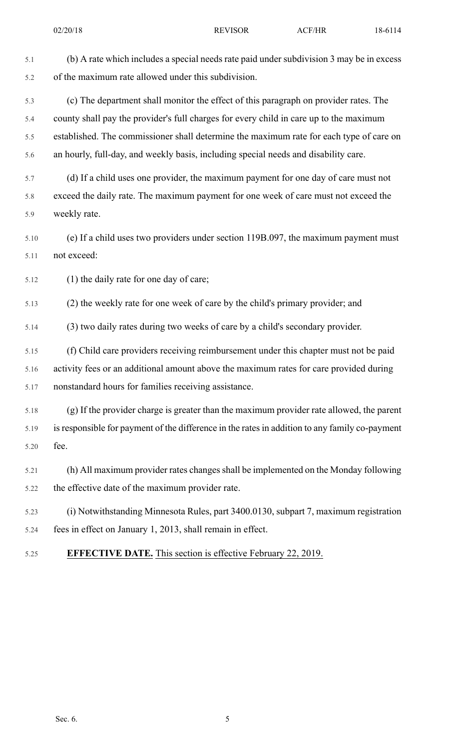(b) A rate which includes a special needs rate paid under subdivision 3 may be in excess of the maximum rate allowed under this subdivision.

(c) The department shall monitor the effect of this paragraph on provider rates. The county shall pay the provider's full charges for every child in care up to the maximum established. The commissioner shall determine the maximum rate for each type of care on an hourly, full-day, and weekly basis, including special needs and disability care.

(d) If a child uses one provider, the maximum payment for one day of care must not exceed the daily rate. The maximum payment for one week of care must not exceed the weekly rate.

(e) If a child uses two providers under section 119B.097, the maximum payment must not exceed:

(1) the daily rate for one day of care;

(2) the weekly rate for one week of care by the child's primary provider; and

(3) two daily rates during two weeks of care by a child's secondary provider.

(f) Child care providers receiving reimbursement under this chapter must not be paid activity fees or an additional amount above the maximum rates for care provided during nonstandard hours for families receiving assistance.

(g) If the provider charge is greater than the maximum provider rate allowed, the parent is responsible for payment of the difference in the rates in addition to any family co-payment fee.

(h) All maximum provider rates changes shall be implemented on the Monday following the effective date of the maximum provider rate.

(i) Notwithstanding Minnesota Rules, part 3400.0130, subpart 7, maximum registration fees in effect on January 1, 2013, shall remain in effect.

**EFFECTIVE DATE.** This section is effective February 22, 2019.